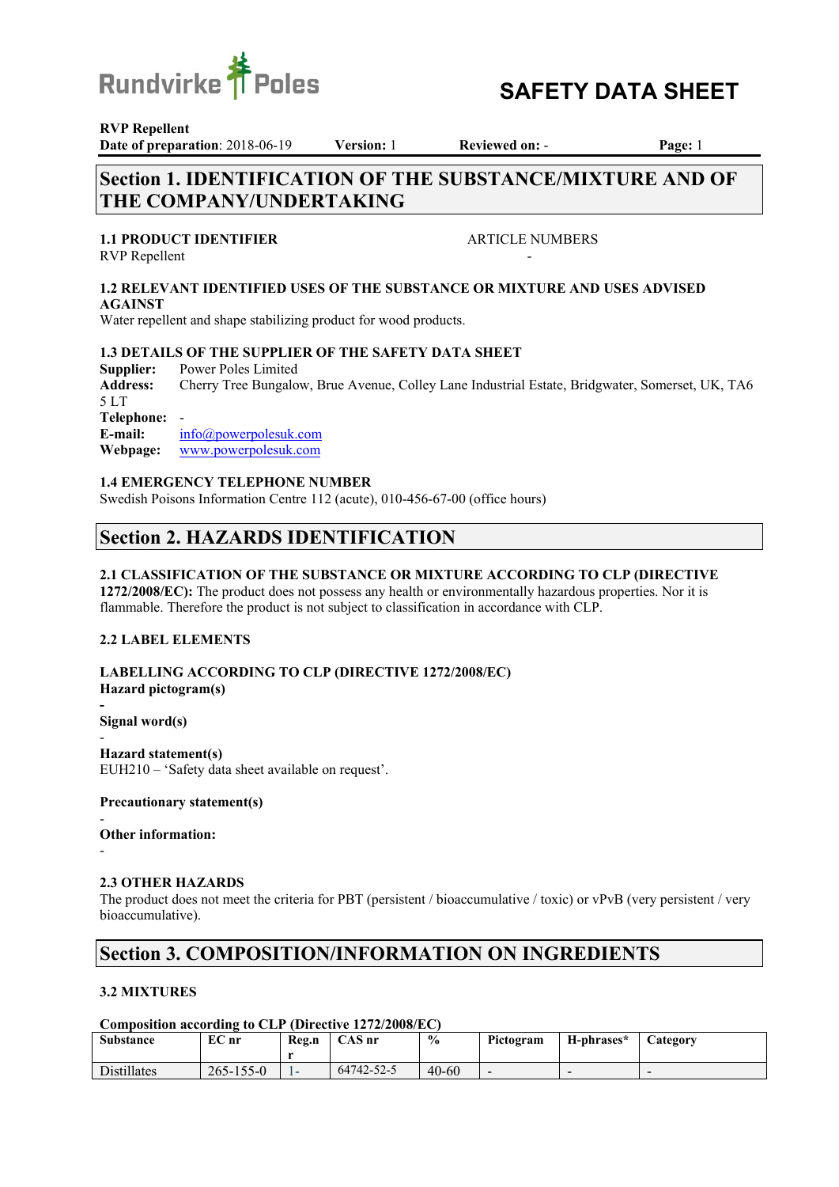Rundvirke Poles

# SAFETY DATA SHEET

**RVP Repellent**
**Date of preparation**: 2018-06-19 **Version:** 1 **Reviewed on:** -

## Section 1. IDENTIFICATION OF THE SUBSTANCE/MIXTURE AND OF THE COMPANY/UNDERTAKING

### 1.1 PRODUCT IDENTIFIER

RVP Repellent

ARTICLE NUMBERS
-

### 1.2 RELEVANT IDENTIFIED USES OF THE SUBSTANCE OR MIXTURE AND USES ADVISED AGAINST

Water repellent and shape stabilizing product for wood products.

### 1.3 DETAILS OF THE SUPPLIER OF THE SAFETY DATA SHEET

**Supplier:** Power Poles Limited
**Address:** Cherry Tree Bungalow, Brue Avenue, Colley Lane Industrial Estate, Bridgwater, Somerset, UK, TA6 5 LT
**Telephone:** -
**E-mail:** info@powerpolesuk.com
**Webpage:** www.powerpolesuk.com

### 1.4 EMERGENCY TELEPHONE NUMBER

Swedish Poisons Information Centre 112 (acute), 010-456-67-00 (office hours)

## Section 2. HAZARDS IDENTIFICATION

**2.1 CLASSIFICATION OF THE SUBSTANCE OR MIXTURE ACCORDING TO CLP (DIRECTIVE 1272/2008/EC):** The product does not possess any health or environmentally hazardous properties. Nor it is flammable. Therefore the product is not subject to classification in accordance with CLP.

### 2.2 LABEL ELEMENTS

**LABELLING ACCORDING TO CLP (DIRECTIVE 1272/2008/EC)**

**Hazard pictogram(s)**

-

**Signal word(s)**

-

**Hazard statement(s)**

EUH210 – 'Safety data sheet available on request'.

**Precautionary statement(s)**

-

**Other information:**

-

### 2.3 OTHER HAZARDS

The product does not meet the criteria for PBT (persistent / bioaccumulative / toxic) or vPvB (very persistent / very bioaccumulative).

## Section 3. COMPOSITION/INFORMATION ON INGREDIENTS

### 3.2 MIXTURES

**Composition according to CLP (Directive 1272/2008/EC)**

| Substance | EC nr | Reg.nr | CAS nr | % | Pictogram | H-phrases* | Category |
|---|---|---|---|---|---|---|---|
| Distillates | 265-155-0 | 1- | 64742-52-5 | 40-60 | - | - | - |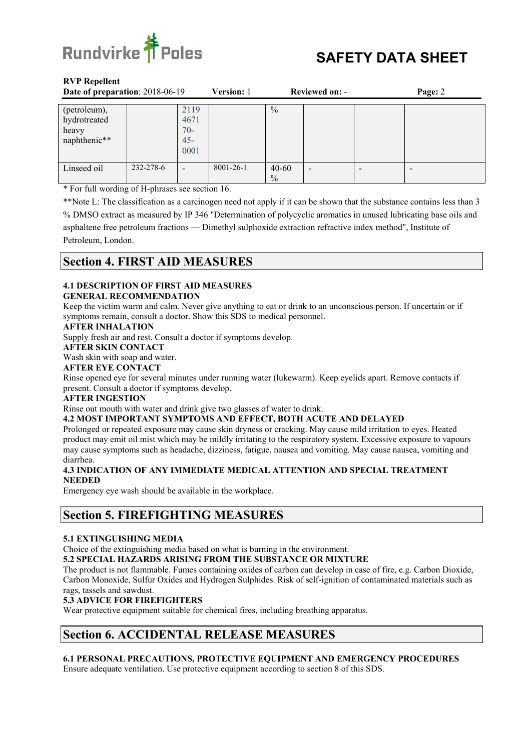| | | | | | | | |
|---|---|---|---|---|---|---|---|
| (petroleum), hydrotreated heavy naphthenic** | | 2119 4671 70- 45- 0001 | | % | | | |
| Linseed oil | 232-278-6 | - | 8001-26-1 | 40-60 % | - | - | - |

* For full wording of H-phrases see section 16.

**Note L: The classification as a carcinogen need not apply if it can be shown that the substance contains less than 3 % DMSO extract as measured by IP 346 "Determination of polycyclic aromatics in unused lubricating base oils and asphaltene free petroleum fractions — Dimethyl sulphoxide extraction refractive index method", Institute of Petroleum, London.

## Section 4. FIRST AID MEASURES

### 4.1 DESCRIPTION OF FIRST AID MEASURES

**GENERAL RECOMMENDATION**

Keep the victim warm and calm. Never give anything to eat or drink to an unconscious person. If uncertain or if symptoms remain, consult a doctor. Show this SDS to medical personnel.

**AFTER INHALATION**

Supply fresh air and rest. Consult a doctor if symptoms develop.

**AFTER SKIN CONTACT**

Wash skin with soap and water.

**AFTER EYE CONTACT**

Rinse opened eye for several minutes under running water (lukewarm). Keep eyelids apart. Remove contacts if present. Consult a doctor if symptoms develop.

**AFTER INGESTION**

Rinse out mouth with water and drink give two glasses of water to drink.

### 4.2 MOST IMPORTANT SYMPTOMS AND EFFECT, BOTH ACUTE AND DELAYED

Prolonged or repeated exposure may cause skin dryness or cracking. May cause mild irritation to eyes. Heated product may emit oil mist which may be mildly irritating to the respiratory system. Excessive exposure to vapours may cause symptoms such as headache, dizziness, fatigue, nausea and vomiting. May cause nausea, vomiting and diarrhea.

### 4.3 INDICATION OF ANY IMMEDIATE MEDICAL ATTENTION AND SPECIAL TREATMENT NEEDED

Emergency eye wash should be available in the workplace.

## Section 5. FIREFIGHTING MEASURES

### 5.1 EXTINGUISHING MEDIA

Choice of the extinguishing media based on what is burning in the environment.

### 5.2 SPECIAL HAZARDS ARISING FROM THE SUBSTANCE OR MIXTURE

The product is not flammable. Fumes containing oxides of carbon can develop in case of fire, e.g. Carbon Dioxide, Carbon Monoxide, Sulfur Oxides and Hydrogen Sulphides. Risk of self-ignition of contaminated materials such as rags, tassels and sawdust.

### 5.3 ADVICE FOR FIREFIGHTERS

Wear protective equipment suitable for chemical fires, including breathing apparatus.

## Section 6. ACCIDENTAL RELEASE MEASURES

### 6.1 PERSONAL PRECAUTIONS, PROTECTIVE EQUIPMENT AND EMERGENCY PROCEDURES

Ensure adequate ventilation. Use protective equipment according to section 8 of this SDS.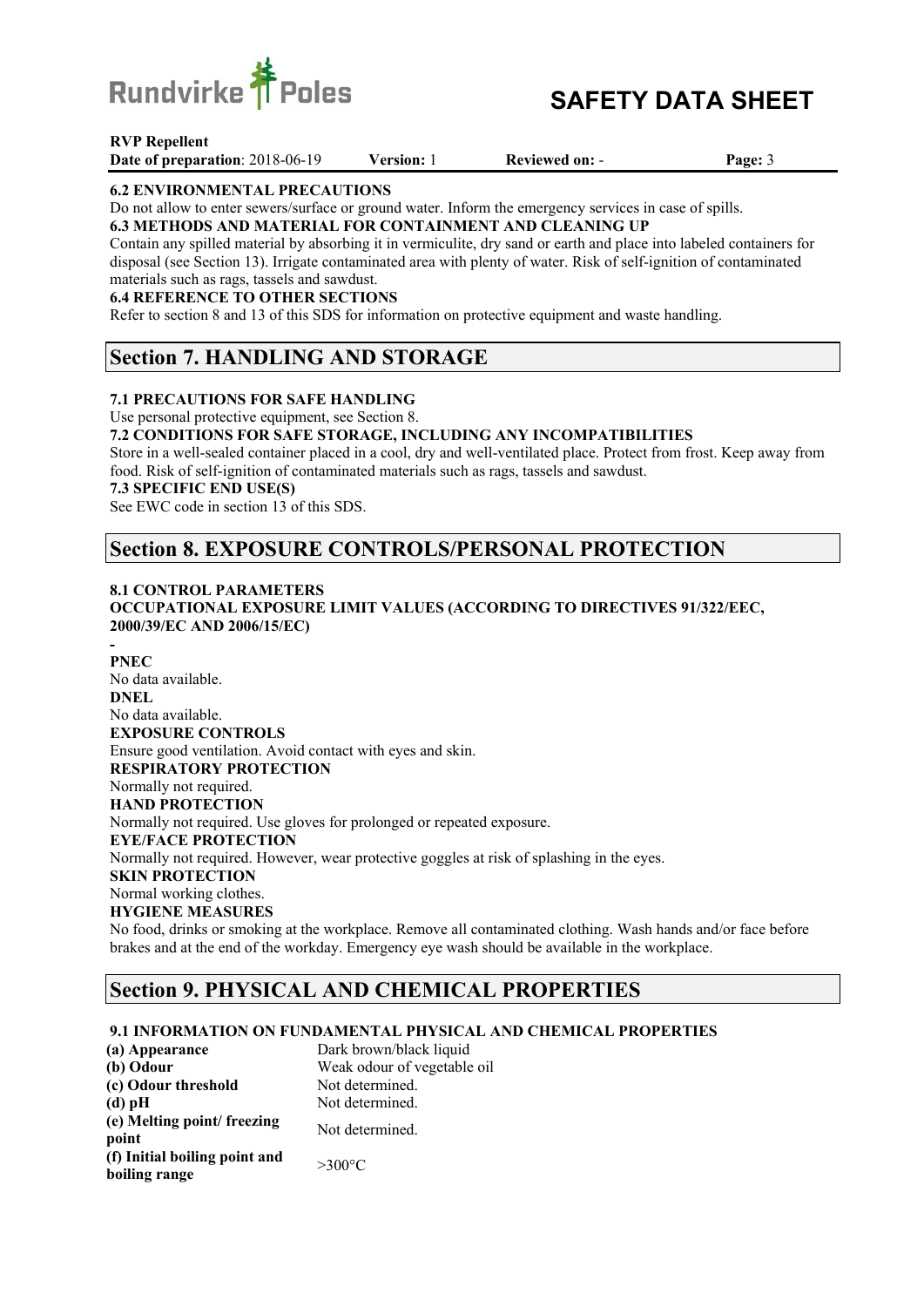### 6.2 ENVIRONMENTAL PRECAUTIONS

Do not allow to enter sewers/surface or ground water. Inform the emergency services in case of spills.

### 6.3 METHODS AND MATERIAL FOR CONTAINMENT AND CLEANING UP

Contain any spilled material by absorbing it in vermiculite, dry sand or earth and place into labeled containers for disposal (see Section 13). Irrigate contaminated area with plenty of water. Risk of self-ignition of contaminated materials such as rags, tassels and sawdust.

### 6.4 REFERENCE TO OTHER SECTIONS

Refer to section 8 and 13 of this SDS for information on protective equipment and waste handling.

## Section 7. HANDLING AND STORAGE

### 7.1 PRECAUTIONS FOR SAFE HANDLING

Use personal protective equipment, see Section 8.

### 7.2 CONDITIONS FOR SAFE STORAGE, INCLUDING ANY INCOMPATIBILITIES

Store in a well-sealed container placed in a cool, dry and well-ventilated place. Protect from frost. Keep away from food. Risk of self-ignition of contaminated materials such as rags, tassels and sawdust.

### 7.3 SPECIFIC END USE(S)

See EWC code in section 13 of this SDS.

## Section 8. EXPOSURE CONTROLS/PERSONAL PROTECTION

### 8.1 CONTROL PARAMETERS

**OCCUPATIONAL EXPOSURE LIMIT VALUES (ACCORDING TO DIRECTIVES 91/322/EEC, 2000/39/EC AND 2006/15/EC)**

-

**PNEC**

No data available.

**DNEL**

No data available.

**EXPOSURE CONTROLS**

Ensure good ventilation. Avoid contact with eyes and skin.

**RESPIRATORY PROTECTION**

Normally not required.

**HAND PROTECTION**

Normally not required. Use gloves for prolonged or repeated exposure.

**EYE/FACE PROTECTION**

Normally not required. However, wear protective goggles at risk of splashing in the eyes.

**SKIN PROTECTION**

Normal working clothes.

**HYGIENE MEASURES**

No food, drinks or smoking at the workplace. Remove all contaminated clothing. Wash hands and/or face before brakes and at the end of the workday. Emergency eye wash should be available in the workplace.

## Section 9. PHYSICAL AND CHEMICAL PROPERTIES

### 9.1 INFORMATION ON FUNDAMENTAL PHYSICAL AND CHEMICAL PROPERTIES

| | |
|---|---|
| **(a) Appearance** | Dark brown/black liquid |
| **(b) Odour** | Weak odour of vegetable oil |
| **(c) Odour threshold** | Not determined. |
| **(d) pH** | Not determined. |
| **(e) Melting point/ freezing point** | Not determined. |
| **(f) Initial boiling point and boiling range** | >300°C |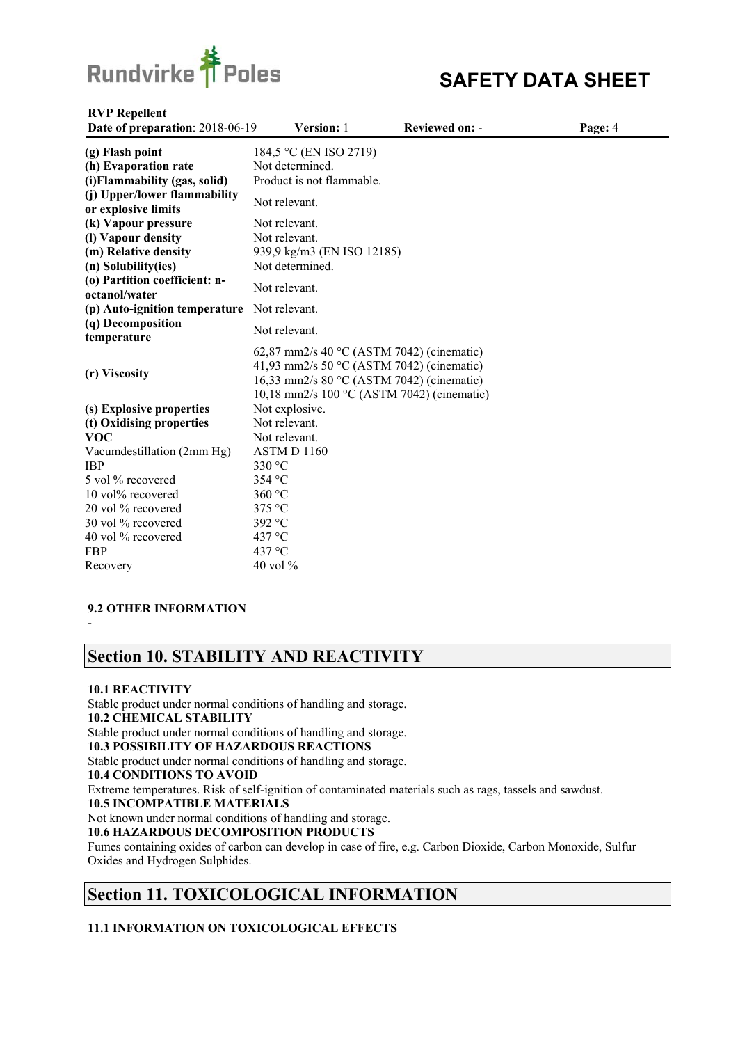| | |
|---|---|
| **(g) Flash point** | 184,5 °C (EN ISO 2719) |
| **(h) Evaporation rate** | Not determined. |
| **(i)Flammability (gas, solid)** | Product is not flammable. |
| **(j) Upper/lower flammability or explosive limits** | Not relevant. |
| **(k) Vapour pressure** | Not relevant. |
| **(l) Vapour density** | Not relevant. |
| **(m) Relative density** | 939,9 kg/m3 (EN ISO 12185) |
| **(n) Solubility(ies)** | Not determined. |
| **(o) Partition coefficient: n-octanol/water** | Not relevant. |
| **(p) Auto-ignition temperature** | Not relevant. |
| **(q) Decomposition temperature** | Not relevant. |
| **(r) Viscosity** | 62,87 mm2/s 40 °C (ASTM 7042) (cinematic)<br>41,93 mm2/s 50 °C (ASTM 7042) (cinematic)<br>16,33 mm2/s 80 °C (ASTM 7042) (cinematic)<br>10,18 mm2/s 100 °C (ASTM 7042) (cinematic) |
| **(s) Explosive properties** | Not explosive. |
| **(t) Oxidising properties** | Not relevant. |
| **VOC** | Not relevant. |
| Vacumdestillation (2mm Hg) | ASTM D 1160 |
| IBP | 330 °C |
| 5 vol % recovered | 354 °C |
| 10 vol% recovered | 360 °C |
| 20 vol % recovered | 375 °C |
| 30 vol % recovered | 392 °C |
| 40 vol % recovered | 437 °C |
| FBP | 437 °C |
| Recovery | 40 vol % |

**9.2 OTHER INFORMATION**

-

## Section 10. STABILITY AND REACTIVITY

**10.1 REACTIVITY**

Stable product under normal conditions of handling and storage.

**10.2 CHEMICAL STABILITY**

Stable product under normal conditions of handling and storage.

**10.3 POSSIBILITY OF HAZARDOUS REACTIONS**

Stable product under normal conditions of handling and storage.

**10.4 CONDITIONS TO AVOID**

Extreme temperatures. Risk of self-ignition of contaminated materials such as rags, tassels and sawdust.

**10.5 INCOMPATIBLE MATERIALS**

Not known under normal conditions of handling and storage.

**10.6 HAZARDOUS DECOMPOSITION PRODUCTS**

Fumes containing oxides of carbon can develop in case of fire, e.g. Carbon Dioxide, Carbon Monoxide, Sulfur Oxides and Hydrogen Sulphides.

## Section 11. TOXICOLOGICAL INFORMATION

**11.1 INFORMATION ON TOXICOLOGICAL EFFECTS**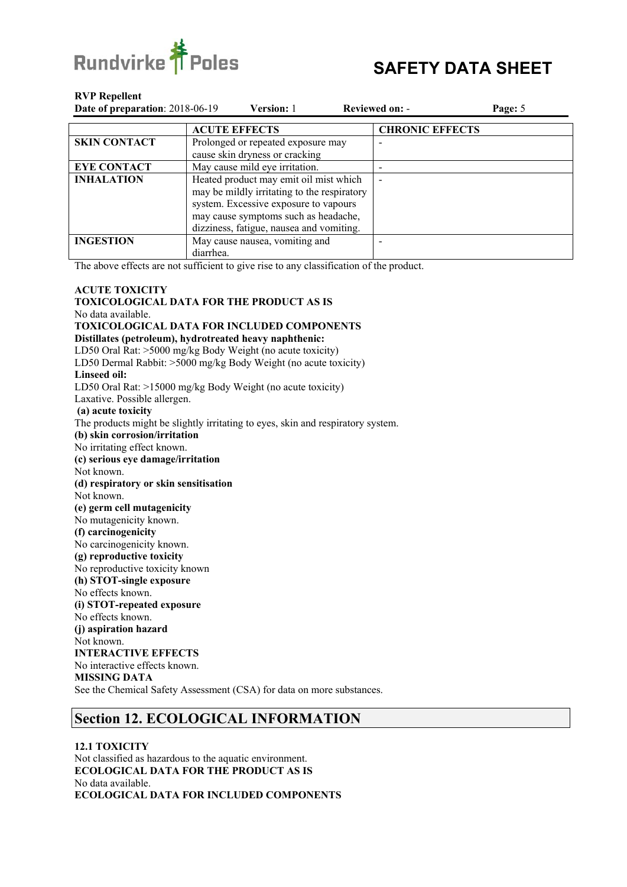|  | ACUTE EFFECTS | CHRONIC EFFECTS |
|---|---|---|
| **SKIN CONTACT** | Prolonged or repeated exposure may cause skin dryness or cracking | - |
| **EYE CONTACT** | May cause mild eye irritation. | - |
| **INHALATION** | Heated product may emit oil mist which may be mildly irritating to the respiratory system. Excessive exposure to vapours may cause symptoms such as headache, dizziness, fatigue, nausea and vomiting. | - |
| **INGESTION** | May cause nausea, vomiting and diarrhea. | - |

The above effects are not sufficient to give rise to any classification of the product.

**ACUTE TOXICITY**

**TOXICOLOGICAL DATA FOR THE PRODUCT AS IS**

No data available.

**TOXICOLOGICAL DATA FOR INCLUDED COMPONENTS**

**Distillates (petroleum), hydrotreated heavy naphthenic:**

LD50 Oral Rat: >5000 mg/kg Body Weight (no acute toxicity)

LD50 Dermal Rabbit: >5000 mg/kg Body Weight (no acute toxicity)

**Linseed oil:**

LD50 Oral Rat: >15000 mg/kg Body Weight (no acute toxicity)

Laxative. Possible allergen.

**(a) acute toxicity**

The products might be slightly irritating to eyes, skin and respiratory system.

**(b) skin corrosion/irritation**

No irritating effect known.

**(c) serious eye damage/irritation**

Not known.

**(d) respiratory or skin sensitisation**

Not known.

**(e) germ cell mutagenicity**

No mutagenicity known.

**(f) carcinogenicity**

No carcinogenicity known.

**(g) reproductive toxicity**

No reproductive toxicity known

**(h) STOT-single exposure**

No effects known.

**(i) STOT-repeated exposure**

No effects known.

**(j) aspiration hazard**

Not known.

**INTERACTIVE EFFECTS**

No interactive effects known.

**MISSING DATA**

See the Chemical Safety Assessment (CSA) for data on more substances.

## Section 12. ECOLOGICAL INFORMATION

**12.1 TOXICITY**

Not classified as hazardous to the aquatic environment.

**ECOLOGICAL DATA FOR THE PRODUCT AS IS**

No data available.

**ECOLOGICAL DATA FOR INCLUDED COMPONENTS**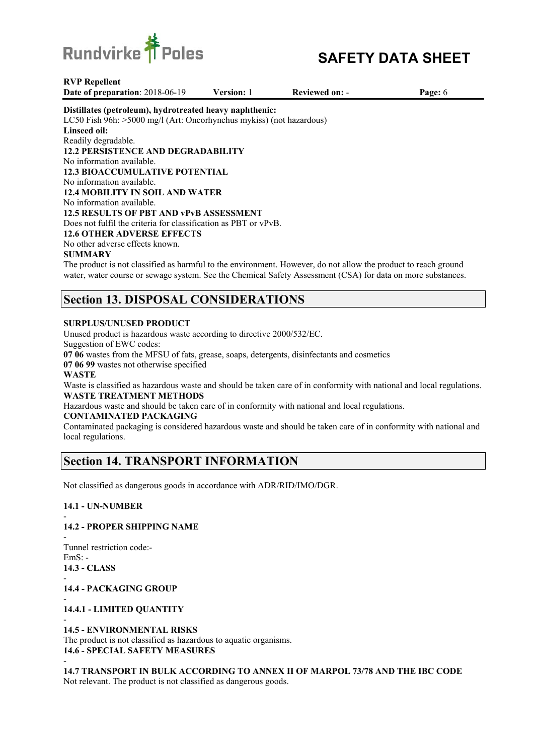**Distillates (petroleum), hydrotreated heavy naphthenic:**
LC50 Fish 96h: >5000 mg/l (Art: Oncorhynchus mykiss) (not hazardous)
**Linseed oil:**
Readily degradable.

**12.2 PERSISTENCE AND DEGRADABILITY**
No information available.

**12.3 BIOACCUMULATIVE POTENTIAL**
No information available.

**12.4 MOBILITY IN SOIL AND WATER**
No information available.

**12.5 RESULTS OF PBT AND vPvB ASSESSMENT**
Does not fulfil the criteria for classification as PBT or vPvB.

**12.6 OTHER ADVERSE EFFECTS**
No other adverse effects known.

**SUMMARY**
The product is not classified as harmful to the environment. However, do not allow the product to reach ground water, water course or sewage system. See the Chemical Safety Assessment (CSA) for data on more substances.

## Section 13. DISPOSAL CONSIDERATIONS

**SURPLUS/UNUSED PRODUCT**
Unused product is hazardous waste according to directive 2000/532/EC.
Suggestion of EWC codes:
**07 06** wastes from the MFSU of fats, grease, soaps, detergents, disinfectants and cosmetics
**07 06 99** wastes not otherwise specified

**WASTE**
Waste is classified as hazardous waste and should be taken care of in conformity with national and local regulations.

**WASTE TREATMENT METHODS**
Hazardous waste and should be taken care of in conformity with national and local regulations.

**CONTAMINATED PACKAGING**
Contaminated packaging is considered hazardous waste and should be taken care of in conformity with national and local regulations.

## Section 14. TRANSPORT INFORMATION

Not classified as dangerous goods in accordance with ADR/RID/IMO/DGR.

**14.1 - UN-NUMBER**
-

**14.2 - PROPER SHIPPING NAME**
-
Tunnel restriction code:-
EmS: -

**14.3 - CLASS**
-

**14.4 - PACKAGING GROUP**
-

**14.4.1 - LIMITED QUANTITY**
-

**14.5 - ENVIRONMENTAL RISKS**
The product is not classified as hazardous to aquatic organisms.

**14.6 - SPECIAL SAFETY MEASURES**
-

**14.7 TRANSPORT IN BULK ACCORDING TO ANNEX II OF MARPOL 73/78 AND THE IBC CODE**
Not relevant. The product is not classified as dangerous goods.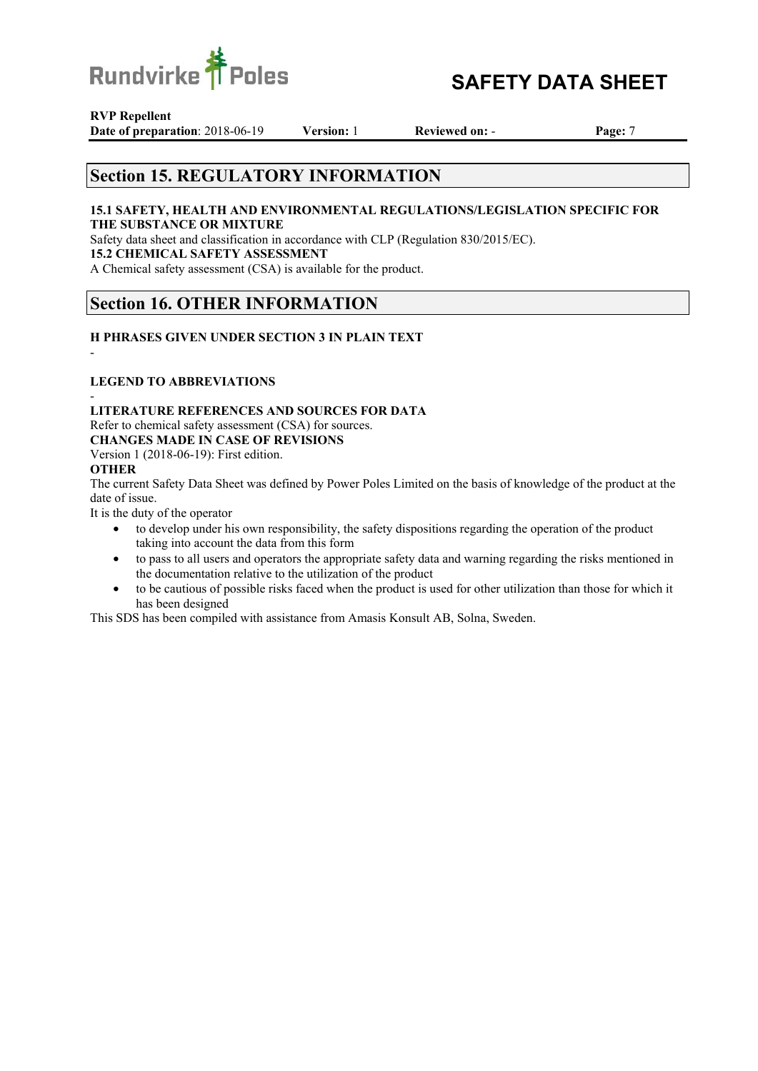## Section 15. REGULATORY INFORMATION

**15.1 SAFETY, HEALTH AND ENVIRONMENTAL REGULATIONS/LEGISLATION SPECIFIC FOR THE SUBSTANCE OR MIXTURE**

Safety data sheet and classification in accordance with CLP (Regulation 830/2015/EC).

**15.2 CHEMICAL SAFETY ASSESSMENT**

A Chemical safety assessment (CSA) is available for the product.

## Section 16. OTHER INFORMATION

**H PHRASES GIVEN UNDER SECTION 3 IN PLAIN TEXT**

-

**LEGEND TO ABBREVIATIONS**

-

**LITERATURE REFERENCES AND SOURCES FOR DATA**

Refer to chemical safety assessment (CSA) for sources.

**CHANGES MADE IN CASE OF REVISIONS**

Version 1 (2018-06-19): First edition.

**OTHER**

The current Safety Data Sheet was defined by Power Poles Limited on the basis of knowledge of the product at the date of issue.

It is the duty of the operator

- to develop under his own responsibility, the safety dispositions regarding the operation of the product taking into account the data from this form
- to pass to all users and operators the appropriate safety data and warning regarding the risks mentioned in the documentation relative to the utilization of the product
- to be cautious of possible risks faced when the product is used for other utilization than those for which it has been designed

This SDS has been compiled with assistance from Amasis Konsult AB, Solna, Sweden.